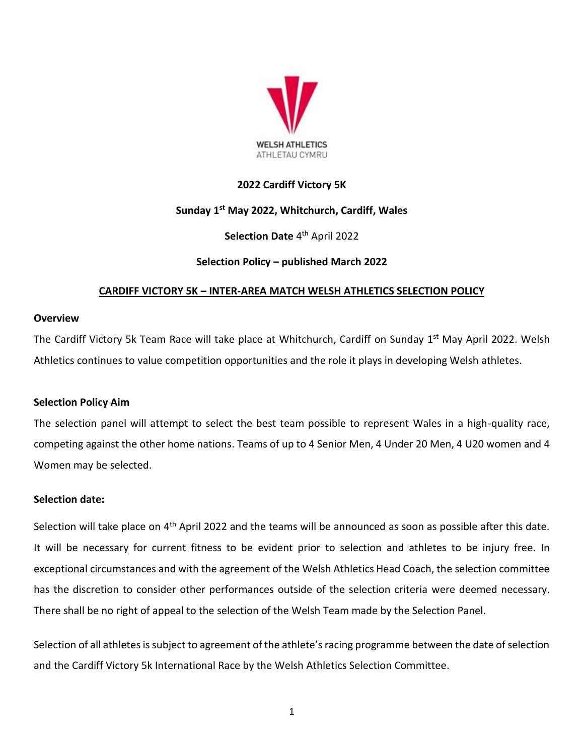WELSH ATHLETICS
ATHLETAU CYMRU

**2022 Cardiff Victory 5K**

**Sunday 1st May 2022, Whitchurch, Cardiff, Wales**

**Selection Date** 4th April 2022

**Selection Policy – published March 2022**

## CARDIFF VICTORY 5K – INTER-AREA MATCH WELSH ATHLETICS SELECTION POLICY

### Overview

The Cardiff Victory 5k Team Race will take place at Whitchurch, Cardiff on Sunday 1st May April 2022. Welsh Athletics continues to value competition opportunities and the role it plays in developing Welsh athletes.

### Selection Policy Aim

The selection panel will attempt to select the best team possible to represent Wales in a high-quality race, competing against the other home nations. Teams of up to 4 Senior Men, 4 Under 20 Men, 4 U20 women and 4 Women may be selected.

### Selection date:

Selection will take place on 4th April 2022 and the teams will be announced as soon as possible after this date. It will be necessary for current fitness to be evident prior to selection and athletes to be injury free. In exceptional circumstances and with the agreement of the Welsh Athletics Head Coach, the selection committee has the discretion to consider other performances outside of the selection criteria were deemed necessary. There shall be no right of appeal to the selection of the Welsh Team made by the Selection Panel.

Selection of all athletes is subject to agreement of the athlete's racing programme between the date of selection and the Cardiff Victory 5k International Race by the Welsh Athletics Selection Committee.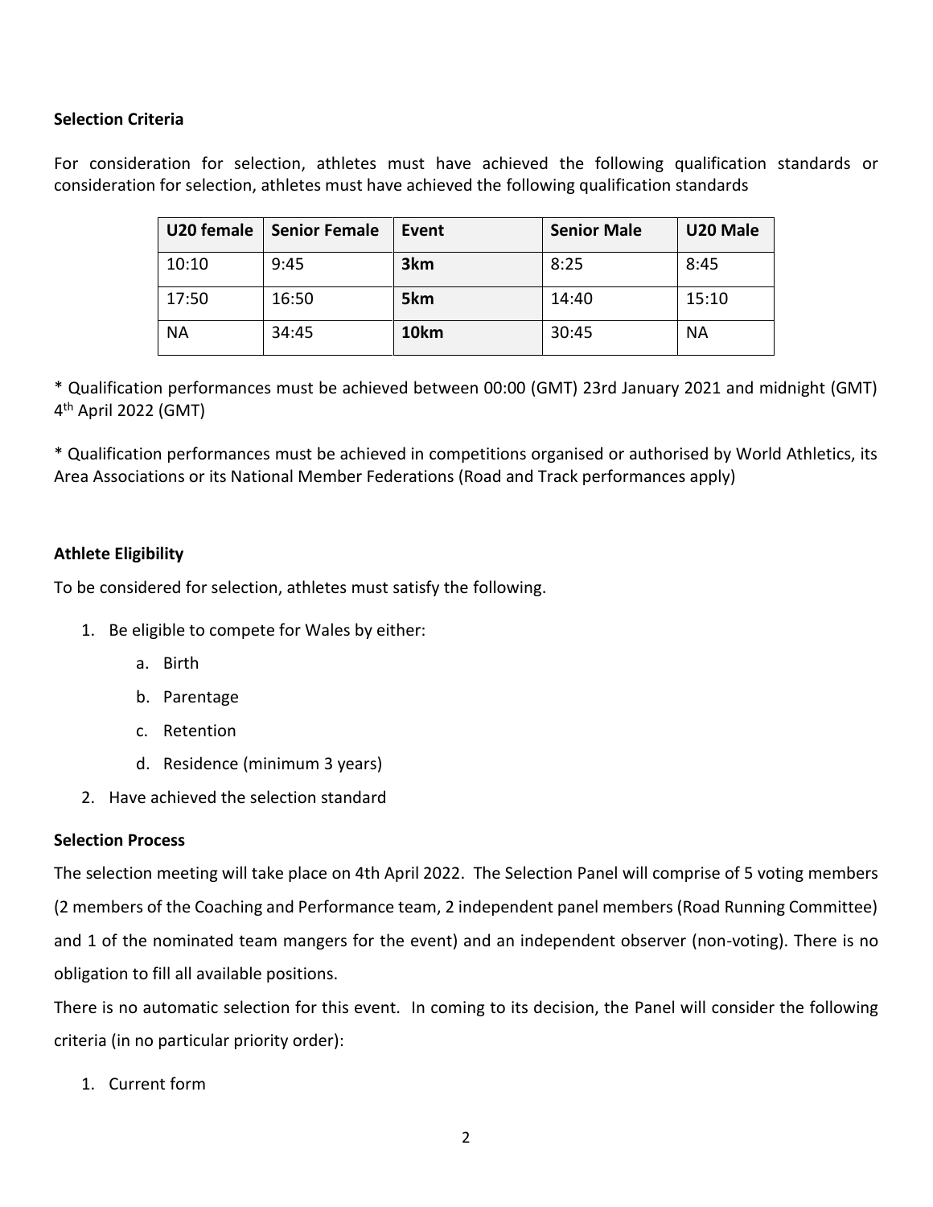**Selection Criteria**

For consideration for selection, athletes must have achieved the following qualification standards or consideration for selection, athletes must have achieved the following qualification standards

| U20 female | Senior Female | Event | Senior Male | U20 Male |
|---|---|---|---|---|
| 10:10 | 9:45 | **3km** | 8:25 | 8:45 |
| 17:50 | 16:50 | **5km** | 14:40 | 15:10 |
| NA | 34:45 | **10km** | 30:45 | NA |

* Qualification performances must be achieved between 00:00 (GMT) 23rd January 2021 and midnight (GMT) 4th April 2022 (GMT)

* Qualification performances must be achieved in competitions organised or authorised by World Athletics, its Area Associations or its National Member Federations (Road and Track performances apply)

**Athlete Eligibility**

To be considered for selection, athletes must satisfy the following.

1. Be eligible to compete for Wales by either:
   a. Birth
   b. Parentage
   c. Retention
   d. Residence (minimum 3 years)
2. Have achieved the selection standard

**Selection Process**

The selection meeting will take place on 4th April 2022. The Selection Panel will comprise of 5 voting members (2 members of the Coaching and Performance team, 2 independent panel members (Road Running Committee) and 1 of the nominated team mangers for the event) and an independent observer (non-voting). There is no obligation to fill all available positions.

There is no automatic selection for this event. In coming to its decision, the Panel will consider the following criteria (in no particular priority order):

1. Current form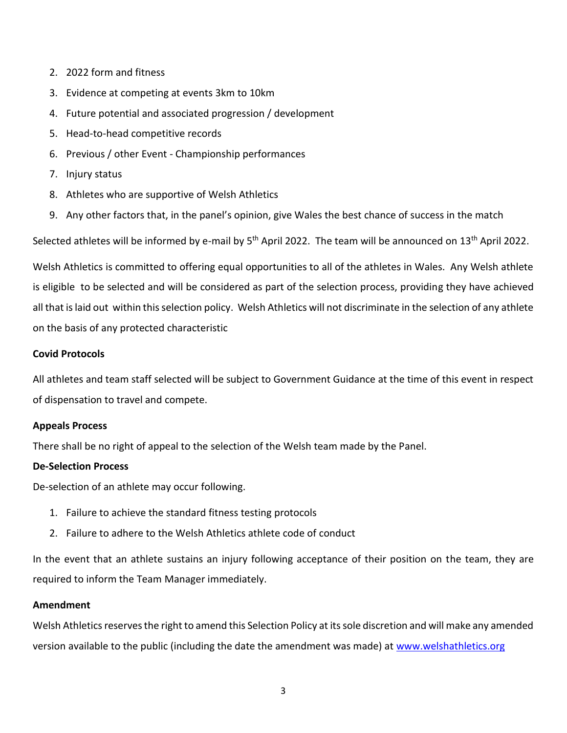2. 2022 form and fitness
3. Evidence at competing at events 3km to 10km
4. Future potential and associated progression / development
5. Head-to-head competitive records
6. Previous / other Event - Championship performances
7. Injury status
8. Athletes who are supportive of Welsh Athletics
9. Any other factors that, in the panel's opinion, give Wales the best chance of success in the match

Selected athletes will be informed by e-mail by 5th April 2022. The team will be announced on 13th April 2022.

Welsh Athletics is committed to offering equal opportunities to all of the athletes in Wales. Any Welsh athlete is eligible to be selected and will be considered as part of the selection process, providing they have achieved all that is laid out within this selection policy. Welsh Athletics will not discriminate in the selection of any athlete on the basis of any protected characteristic

**Covid Protocols**

All athletes and team staff selected will be subject to Government Guidance at the time of this event in respect of dispensation to travel and compete.

**Appeals Process**

There shall be no right of appeal to the selection of the Welsh team made by the Panel.

**De-Selection Process**

De-selection of an athlete may occur following.

1. Failure to achieve the standard fitness testing protocols
2. Failure to adhere to the Welsh Athletics athlete code of conduct

In the event that an athlete sustains an injury following acceptance of their position on the team, they are required to inform the Team Manager immediately.

**Amendment**

Welsh Athletics reserves the right to amend this Selection Policy at its sole discretion and will make any amended version available to the public (including the date the amendment was made) at www.welshathletics.org